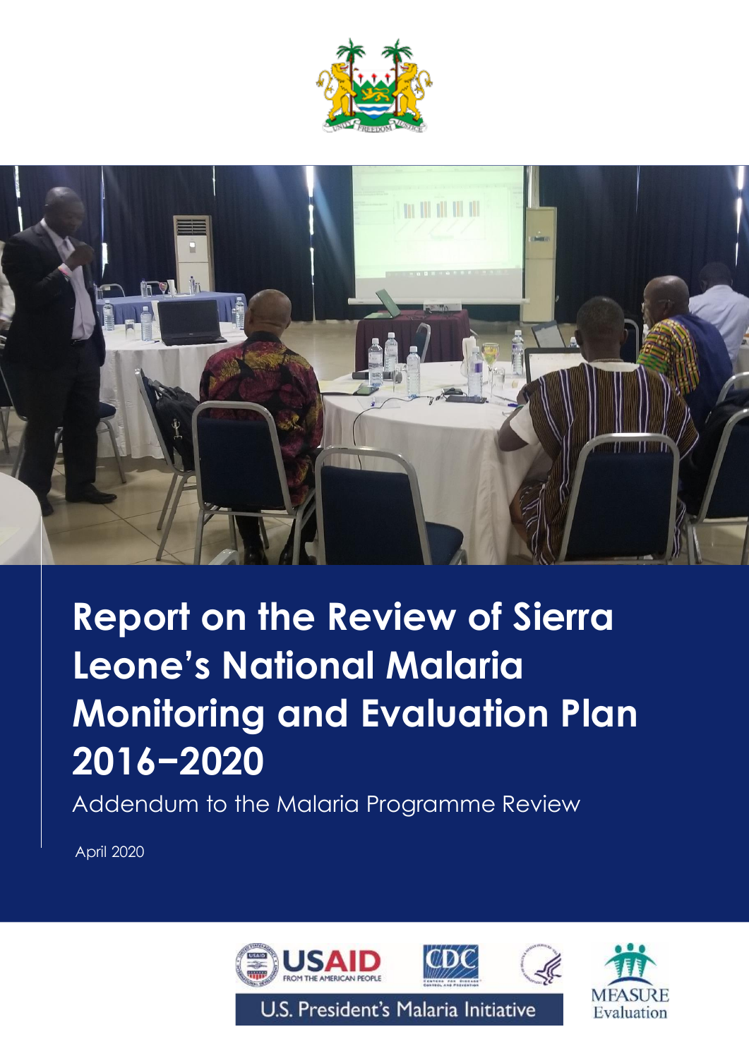# Report on the Review of Sierra Leone's National Malaria Monitoring and Evaluation Plan 2016–2020

Addendum to the Malaria Programme Review

April 2020

U.S. President's Malaria Initiative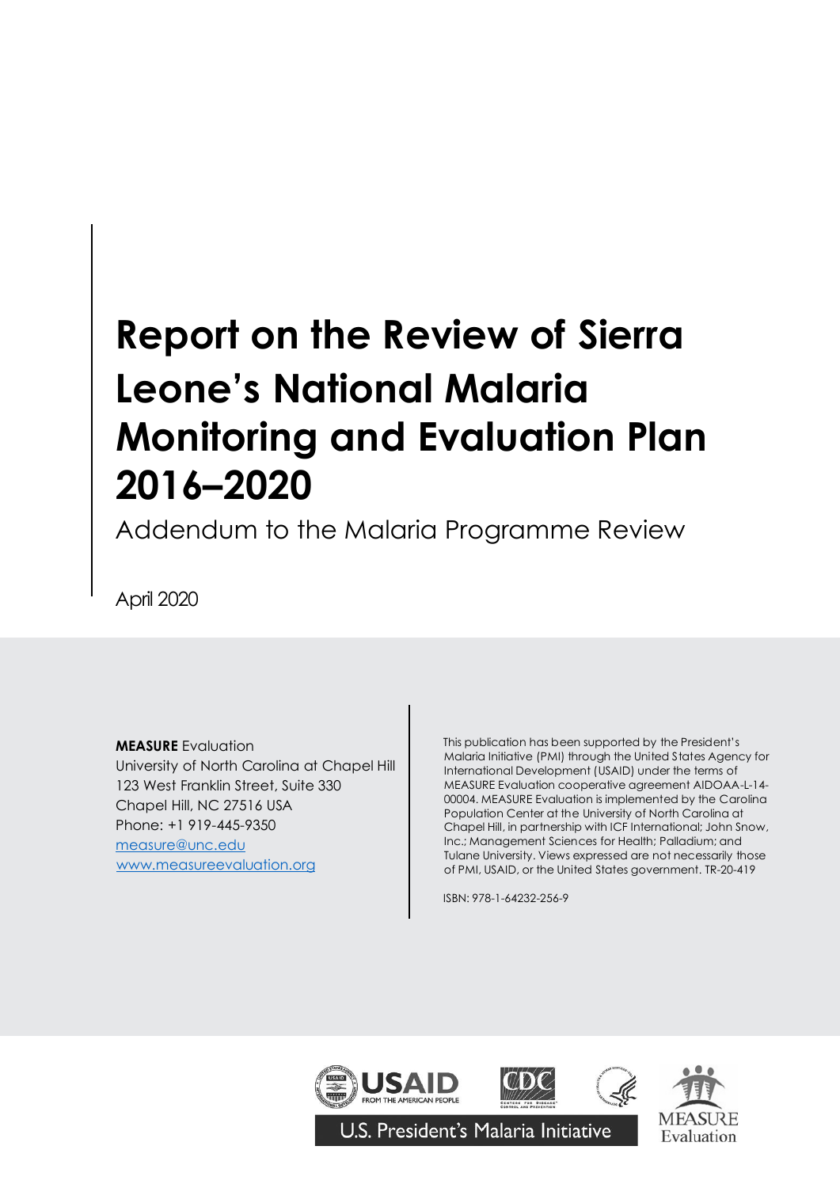# Report on the Review of Sierra Leone's National Malaria Monitoring and Evaluation Plan 2016–2020

Addendum to the Malaria Programme Review

April 2020

**MEASURE** Evaluation
University of North Carolina at Chapel Hill
123 West Franklin Street, Suite 330
Chapel Hill, NC 27516 USA
Phone: +1 919-445-9350
measure@unc.edu
www.measureevaluation.org

This publication has been supported by the President's Malaria Initiative (PMI) through the United States Agency for International Development (USAID) under the terms of MEASURE Evaluation cooperative agreement AIDOAA-L-14-00004. MEASURE Evaluation is implemented by the Carolina Population Center at the University of North Carolina at Chapel Hill, in partnership with ICF International; John Snow, Inc.; Management Sciences for Health; Palladium; and Tulane University. Views expressed are not necessarily those of PMI, USAID, or the United States government. TR-20-419

ISBN: 978-1-64232-256-9

USAID FROM THE AMERICAN PEOPLE | CDC | MEASURE Evaluation

U.S. President's Malaria Initiative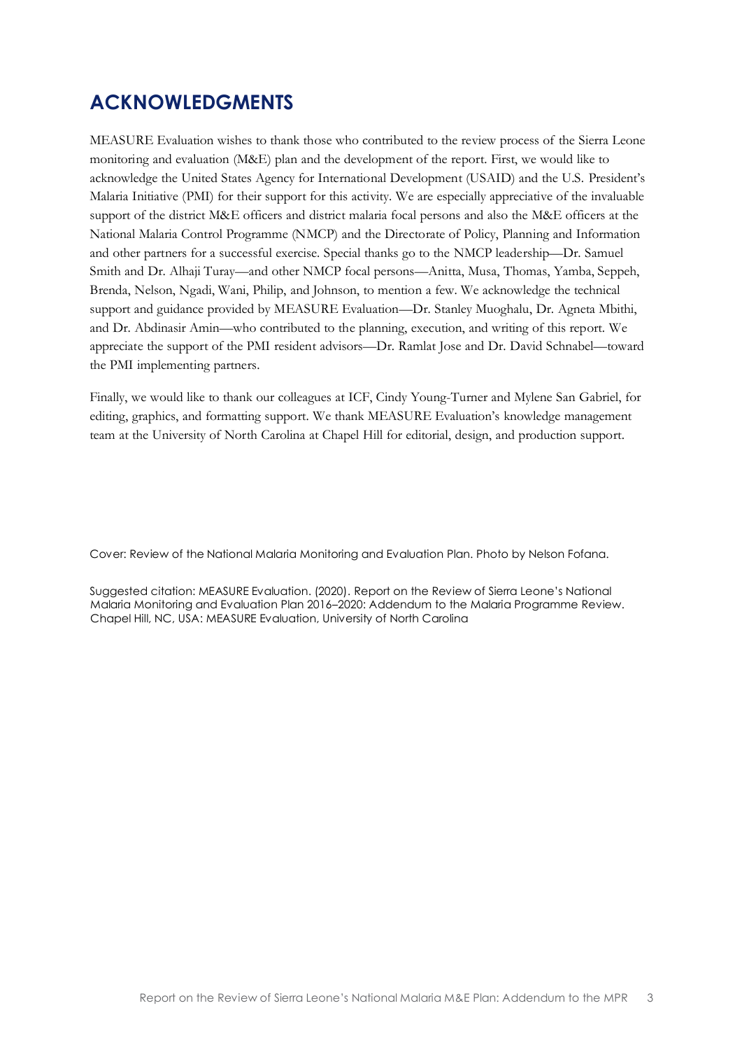# ACKNOWLEDGMENTS

MEASURE Evaluation wishes to thank those who contributed to the review process of the Sierra Leone monitoring and evaluation (M&E) plan and the development of the report. First, we would like to acknowledge the United States Agency for International Development (USAID) and the U.S. President's Malaria Initiative (PMI) for their support for this activity. We are especially appreciative of the invaluable support of the district M&E officers and district malaria focal persons and also the M&E officers at the National Malaria Control Programme (NMCP) and the Directorate of Policy, Planning and Information and other partners for a successful exercise. Special thanks go to the NMCP leadership—Dr. Samuel Smith and Dr. Alhaji Turay—and other NMCP focal persons—Anitta, Musa, Thomas, Yamba, Seppeh, Brenda, Nelson, Ngadi, Wani, Philip, and Johnson, to mention a few. We acknowledge the technical support and guidance provided by MEASURE Evaluation—Dr. Stanley Muoghalu, Dr. Agneta Mbithi, and Dr. Abdinasir Amin—who contributed to the planning, execution, and writing of this report. We appreciate the support of the PMI resident advisors—Dr. Ramlat Jose and Dr. David Schnabel—toward the PMI implementing partners.

Finally, we would like to thank our colleagues at ICF, Cindy Young-Turner and Mylene San Gabriel, for editing, graphics, and formatting support. We thank MEASURE Evaluation's knowledge management team at the University of North Carolina at Chapel Hill for editorial, design, and production support.

Cover: Review of the National Malaria Monitoring and Evaluation Plan. Photo by Nelson Fofana.

Suggested citation: MEASURE Evaluation. (2020). Report on the Review of Sierra Leone's National Malaria Monitoring and Evaluation Plan 2016–2020: Addendum to the Malaria Programme Review. Chapel Hill, NC, USA: MEASURE Evaluation, University of North Carolina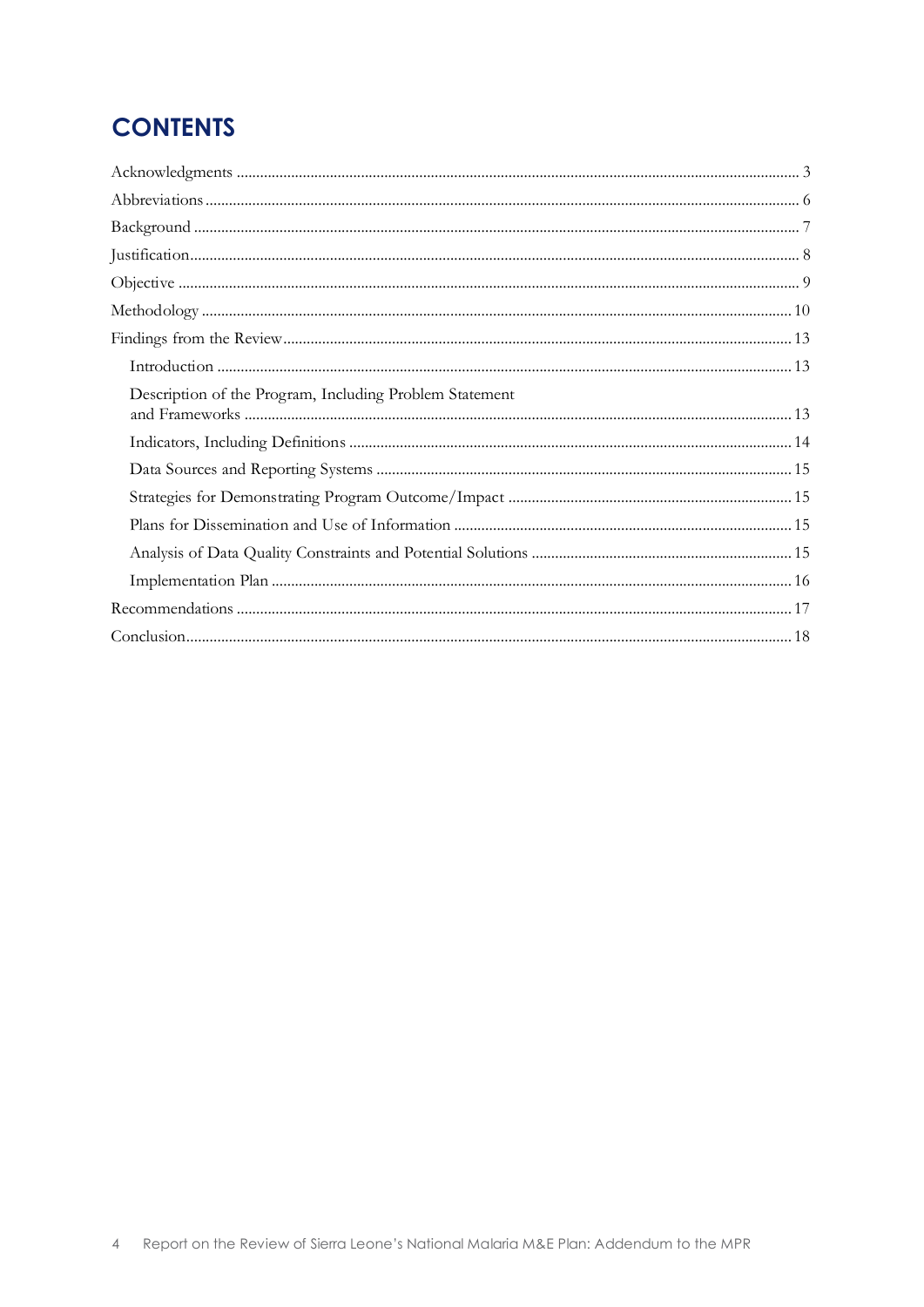# CONTENTS

Acknowledgments ..... 3

Abbreviations ..... 6

Background ..... 7

Justification ..... 8

Objective ..... 9

Methodology ..... 10

Findings from the Review ..... 13

- Introduction ..... 13
- Description of the Program, Including Problem Statement and Frameworks ..... 13
- Indicators, Including Definitions ..... 14
- Data Sources and Reporting Systems ..... 15
- Strategies for Demonstrating Program Outcome/Impact ..... 15
- Plans for Dissemination and Use of Information ..... 15
- Analysis of Data Quality Constraints and Potential Solutions ..... 15
- Implementation Plan ..... 16

Recommendations ..... 17

Conclusion ..... 18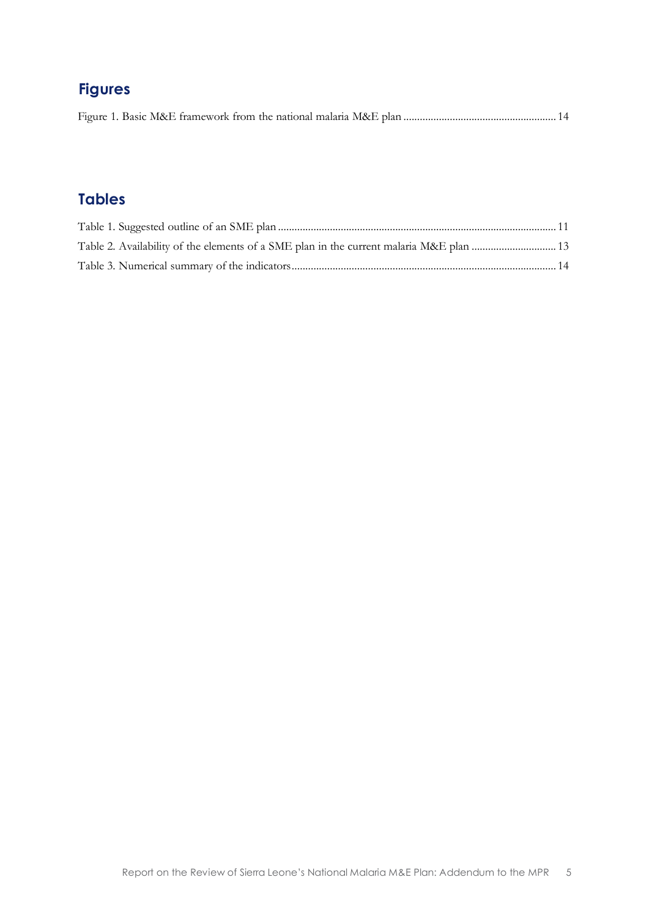## Figures

Figure 1. Basic M&E framework from the national malaria M&E plan ........................................................ 14

## Tables

Table 1. Suggested outline of an SME plan ........................................................................................ 11

Table 2. Availability of the elements of a SME plan in the current malaria M&E plan ................................ 13

Table 3. Numerical summary of the indicators ..................................................................................... 14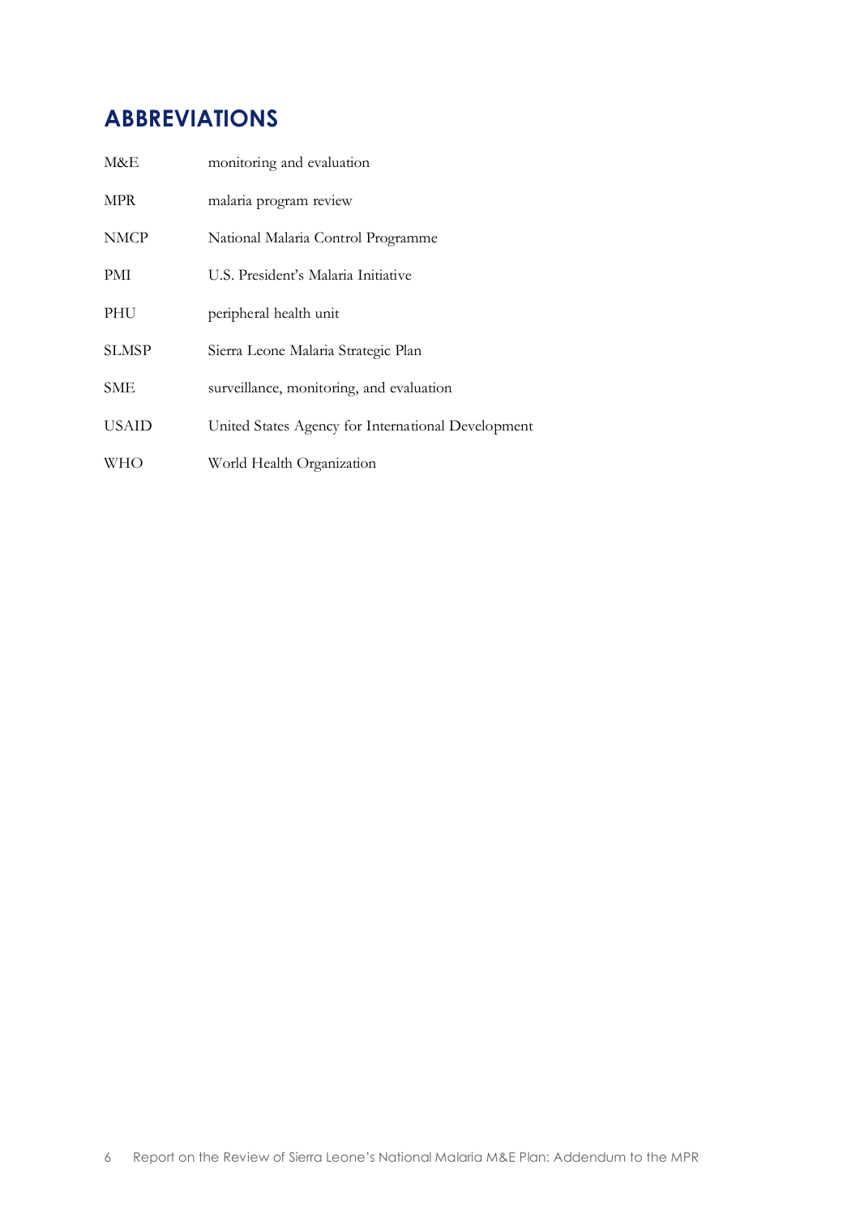## ABBREVIATIONS

| | |
|---|---|
| M&E | monitoring and evaluation |
| MPR | malaria program review |
| NMCP | National Malaria Control Programme |
| PMI | U.S. President's Malaria Initiative |
| PHU | peripheral health unit |
| SLMSP | Sierra Leone Malaria Strategic Plan |
| SME | surveillance, monitoring, and evaluation |
| USAID | United States Agency for International Development |
| WHO | World Health Organization |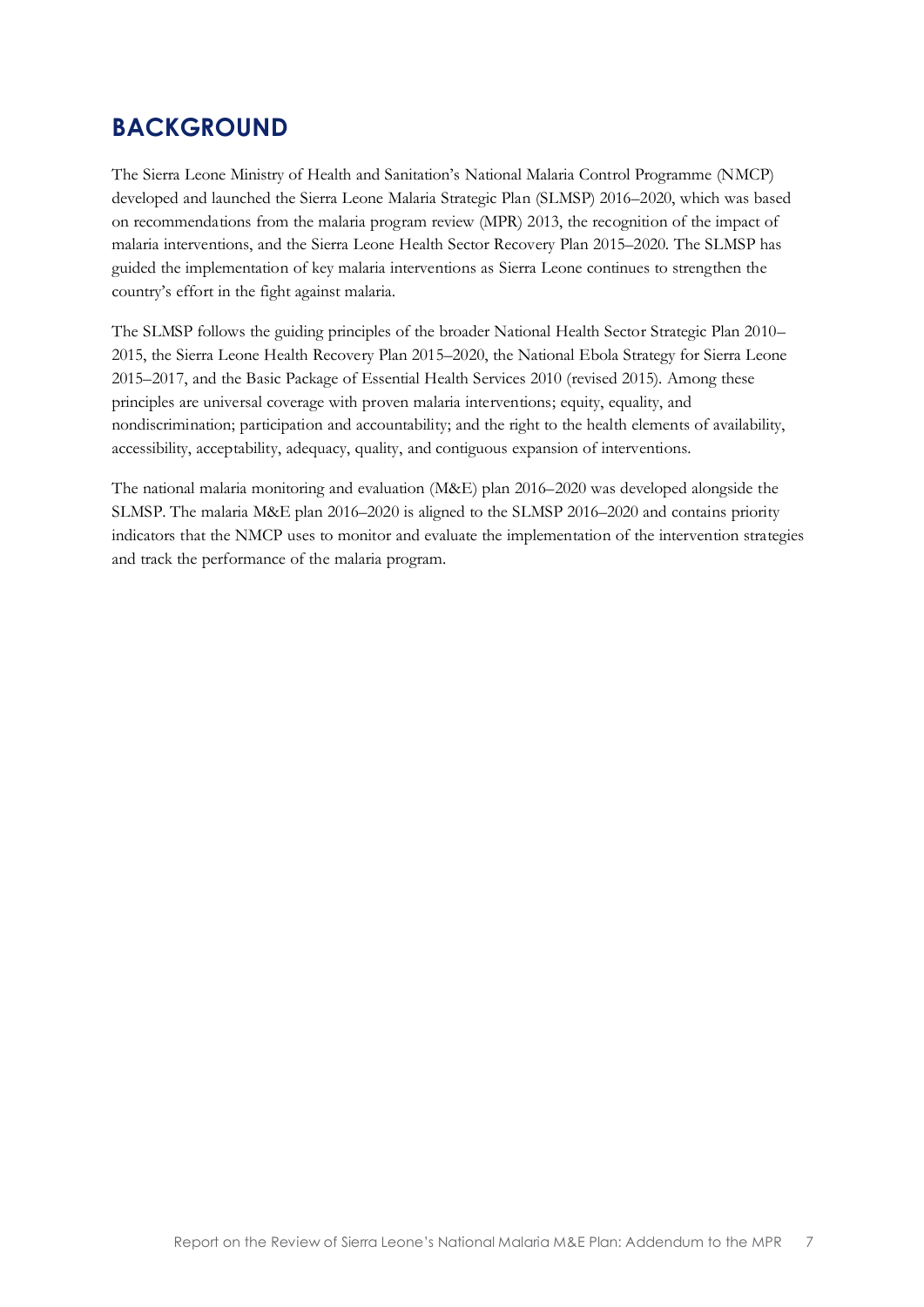# BACKGROUND

The Sierra Leone Ministry of Health and Sanitation's National Malaria Control Programme (NMCP) developed and launched the Sierra Leone Malaria Strategic Plan (SLMSP) 2016–2020, which was based on recommendations from the malaria program review (MPR) 2013, the recognition of the impact of malaria interventions, and the Sierra Leone Health Sector Recovery Plan 2015–2020. The SLMSP has guided the implementation of key malaria interventions as Sierra Leone continues to strengthen the country's effort in the fight against malaria.

The SLMSP follows the guiding principles of the broader National Health Sector Strategic Plan 2010–2015, the Sierra Leone Health Recovery Plan 2015–2020, the National Ebola Strategy for Sierra Leone 2015–2017, and the Basic Package of Essential Health Services 2010 (revised 2015). Among these principles are universal coverage with proven malaria interventions; equity, equality, and nondiscrimination; participation and accountability; and the right to the health elements of availability, accessibility, acceptability, adequacy, quality, and contiguous expansion of interventions.

The national malaria monitoring and evaluation (M&E) plan 2016–2020 was developed alongside the SLMSP. The malaria M&E plan 2016–2020 is aligned to the SLMSP 2016–2020 and contains priority indicators that the NMCP uses to monitor and evaluate the implementation of the intervention strategies and track the performance of the malaria program.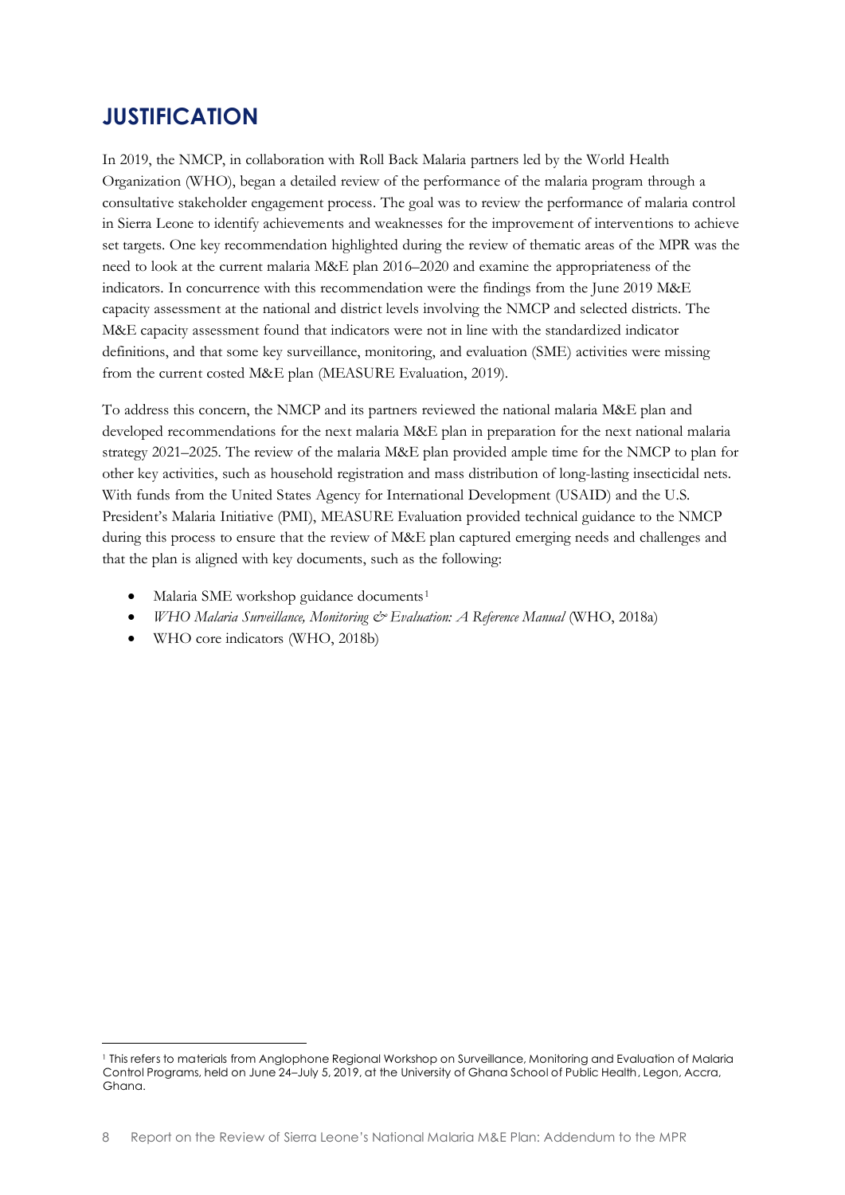# JUSTIFICATION

In 2019, the NMCP, in collaboration with Roll Back Malaria partners led by the World Health Organization (WHO), began a detailed review of the performance of the malaria program through a consultative stakeholder engagement process. The goal was to review the performance of malaria control in Sierra Leone to identify achievements and weaknesses for the improvement of interventions to achieve set targets. One key recommendation highlighted during the review of thematic areas of the MPR was the need to look at the current malaria M&E plan 2016–2020 and examine the appropriateness of the indicators. In concurrence with this recommendation were the findings from the June 2019 M&E capacity assessment at the national and district levels involving the NMCP and selected districts. The M&E capacity assessment found that indicators were not in line with the standardized indicator definitions, and that some key surveillance, monitoring, and evaluation (SME) activities were missing from the current costed M&E plan (MEASURE Evaluation, 2019).

To address this concern, the NMCP and its partners reviewed the national malaria M&E plan and developed recommendations for the next malaria M&E plan in preparation for the next national malaria strategy 2021–2025. The review of the malaria M&E plan provided ample time for the NMCP to plan for other key activities, such as household registration and mass distribution of long-lasting insecticidal nets. With funds from the United States Agency for International Development (USAID) and the U.S. President's Malaria Initiative (PMI), MEASURE Evaluation provided technical guidance to the NMCP during this process to ensure that the review of M&E plan captured emerging needs and challenges and that the plan is aligned with key documents, such as the following:

- Malaria SME workshop guidance documents[1]
- *WHO Malaria Surveillance, Monitoring & Evaluation: A Reference Manual* (WHO, 2018a)
- WHO core indicators (WHO, 2018b)

---

[1] This refers to materials from Anglophone Regional Workshop on Surveillance, Monitoring and Evaluation of Malaria Control Programs, held on June 24–July 5, 2019, at the University of Ghana School of Public Health, Legon, Accra, Ghana.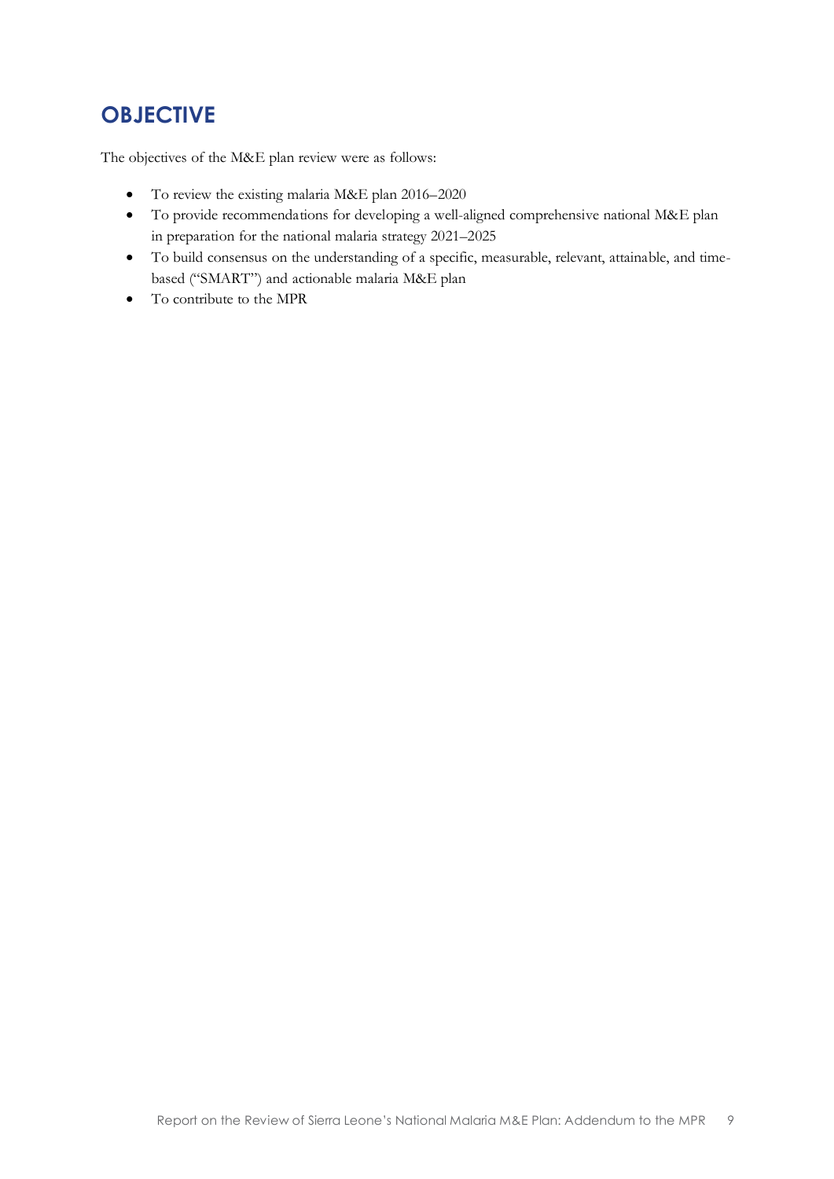# OBJECTIVE

The objectives of the M&E plan review were as follows:

- To review the existing malaria M&E plan 2016–2020
- To provide recommendations for developing a well-aligned comprehensive national M&E plan in preparation for the national malaria strategy 2021–2025
- To build consensus on the understanding of a specific, measurable, relevant, attainable, and time-based ("SMART") and actionable malaria M&E plan
- To contribute to the MPR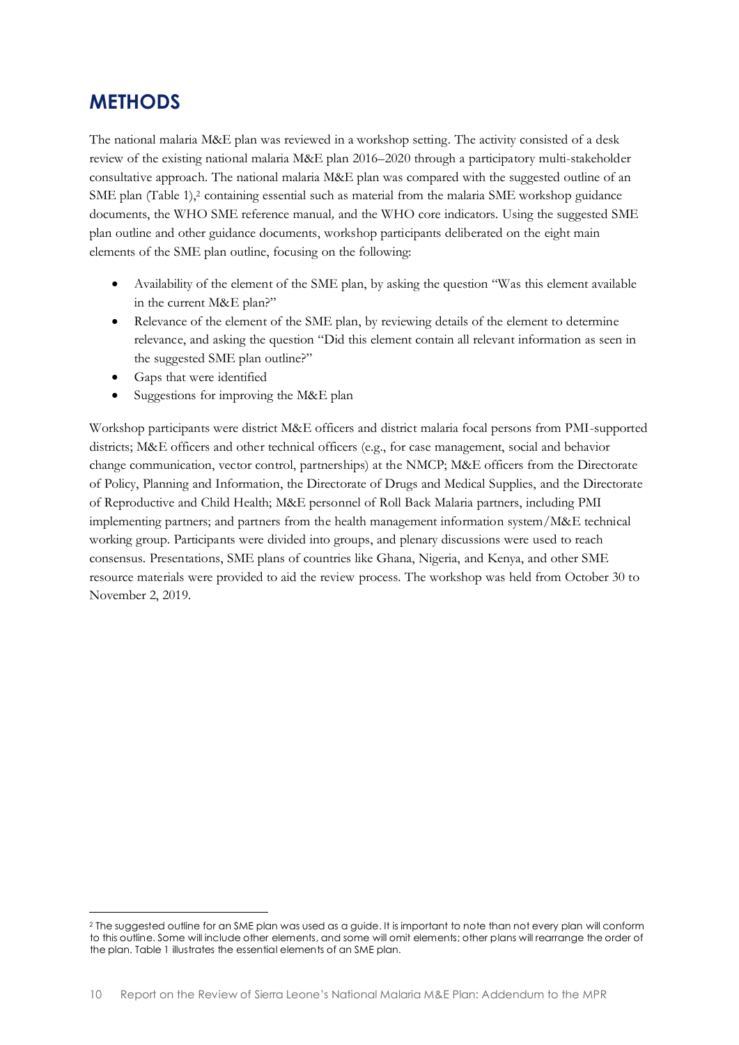# METHODS

The national malaria M&E plan was reviewed in a workshop setting. The activity consisted of a desk review of the existing national malaria M&E plan 2016–2020 through a participatory multi-stakeholder consultative approach. The national malaria M&E plan was compared with the suggested outline of an SME plan (Table 1),[2] containing essential such as material from the malaria SME workshop guidance documents, the WHO SME reference manual*,* and the WHO core indicators. Using the suggested SME plan outline and other guidance documents, workshop participants deliberated on the eight main elements of the SME plan outline, focusing on the following:

- Availability of the element of the SME plan, by asking the question "Was this element available in the current M&E plan?"
- Relevance of the element of the SME plan, by reviewing details of the element to determine relevance, and asking the question "Did this element contain all relevant information as seen in the suggested SME plan outline?"
- Gaps that were identified
- Suggestions for improving the M&E plan

Workshop participants were district M&E officers and district malaria focal persons from PMI-supported districts; M&E officers and other technical officers (e.g., for case management, social and behavior change communication, vector control, partnerships) at the NMCP; M&E officers from the Directorate of Policy, Planning and Information, the Directorate of Drugs and Medical Supplies, and the Directorate of Reproductive and Child Health; M&E personnel of Roll Back Malaria partners, including PMI implementing partners; and partners from the health management information system/M&E technical working group. Participants were divided into groups, and plenary discussions were used to reach consensus. Presentations, SME plans of countries like Ghana, Nigeria, and Kenya, and other SME resource materials were provided to aid the review process. The workshop was held from October 30 to November 2, 2019.

[2] The suggested outline for an SME plan was used as a guide. It is important to note than not every plan will conform to this outline. Some will include other elements, and some will omit elements; other plans will rearrange the order of the plan. Table 1 illustrates the essential elements of an SME plan.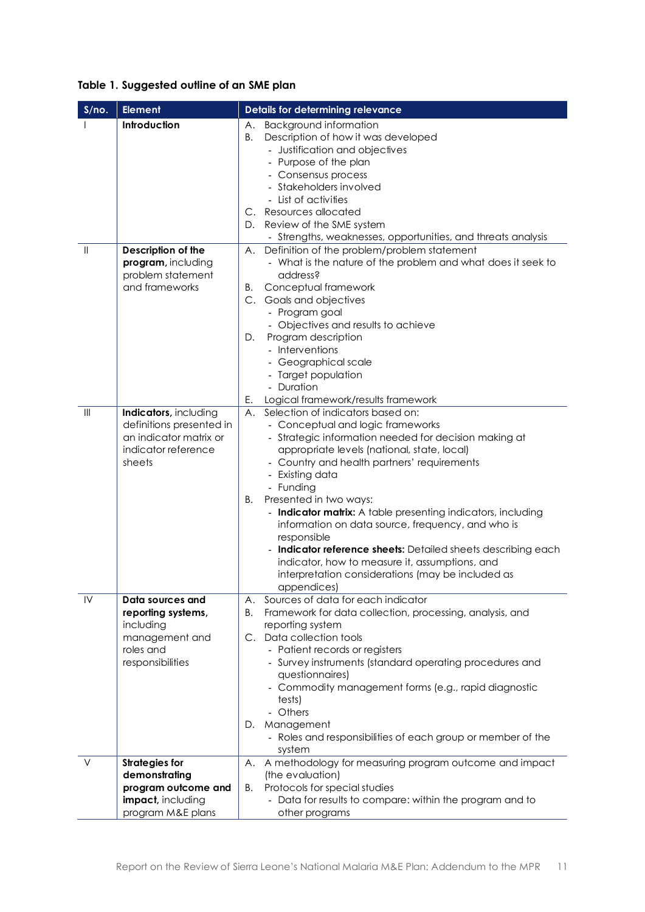**Table 1. Suggested outline of an SME plan**

| S/no. | Element | Details for determining relevance |
|---|---|---|
| I | **Introduction** | A. Background information<br>B. Description of how it was developed<br>- Justification and objectives<br>- Purpose of the plan<br>- Consensus process<br>- Stakeholders involved<br>- List of activities<br>C. Resources allocated<br>D. Review of the SME system<br>- Strengths, weaknesses, opportunities, and threats analysis |
| II | **Description of the program,** including problem statement and frameworks | A. Definition of the problem/problem statement<br>- What is the nature of the problem and what does it seek to address?<br>B. Conceptual framework<br>C. Goals and objectives<br>- Program goal<br>- Objectives and results to achieve<br>D. Program description<br>- Interventions<br>- Geographical scale<br>- Target population<br>- Duration<br>E. Logical framework/results framework |
| III | **Indicators,** including definitions presented in an indicator matrix or indicator reference sheets | A. Selection of indicators based on:<br>- Conceptual and logic frameworks<br>- Strategic information needed for decision making at appropriate levels (national, state, local)<br>- Country and health partners' requirements<br>- Existing data<br>- Funding<br>B. Presented in two ways:<br>- **Indicator matrix:** A table presenting indicators, including information on data source, frequency, and who is responsible<br>- **Indicator reference sheets:** Detailed sheets describing each indicator, how to measure it, assumptions, and interpretation considerations (may be included as appendices) |
| IV | **Data sources and reporting systems,** including management and roles and responsibilities | A. Sources of data for each indicator<br>B. Framework for data collection, processing, analysis, and reporting system<br>C. Data collection tools<br>- Patient records or registers<br>- Survey instruments (standard operating procedures and questionnaires)<br>- Commodity management forms (e.g., rapid diagnostic tests)<br>- Others<br>D. Management<br>- Roles and responsibilities of each group or member of the system |
| V | **Strategies for demonstrating program outcome and impact,** including program M&E plans | A. A methodology for measuring program outcome and impact (the evaluation)<br>B. Protocols for special studies<br>- Data for results to compare: within the program and to other programs |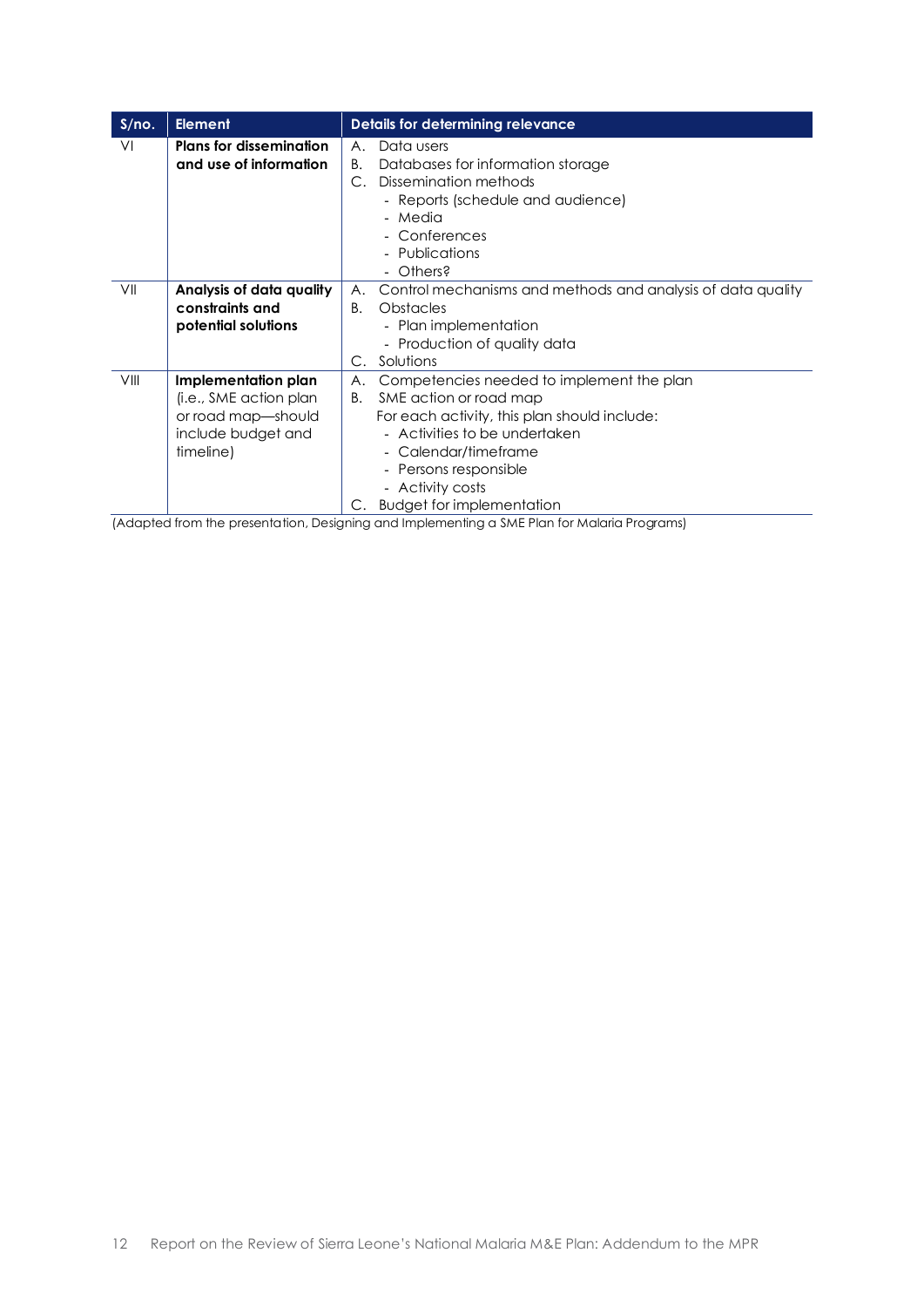| S/no. | Element | Details for determining relevance |
|---|---|---|
| VI | **Plans for dissemination and use of information** | A. Data users<br>B. Databases for information storage<br>C. Dissemination methods<br>- Reports (schedule and audience)<br>- Media<br>- Conferences<br>- Publications<br>- Others? |
| VII | **Analysis of data quality constraints and potential solutions** | A. Control mechanisms and methods and analysis of data quality<br>B. Obstacles<br>- Plan implementation<br>- Production of quality data<br>C. Solutions |
| VIII | **Implementation plan** (i.e., SME action plan or road map—should include budget and timeline) | A. Competencies needed to implement the plan<br>B. SME action or road map<br>For each activity, this plan should include:<br>- Activities to be undertaken<br>- Calendar/timeframe<br>- Persons responsible<br>- Activity costs<br>C. Budget for implementation |

(Adapted from the presentation, Designing and Implementing a SME Plan for Malaria Programs)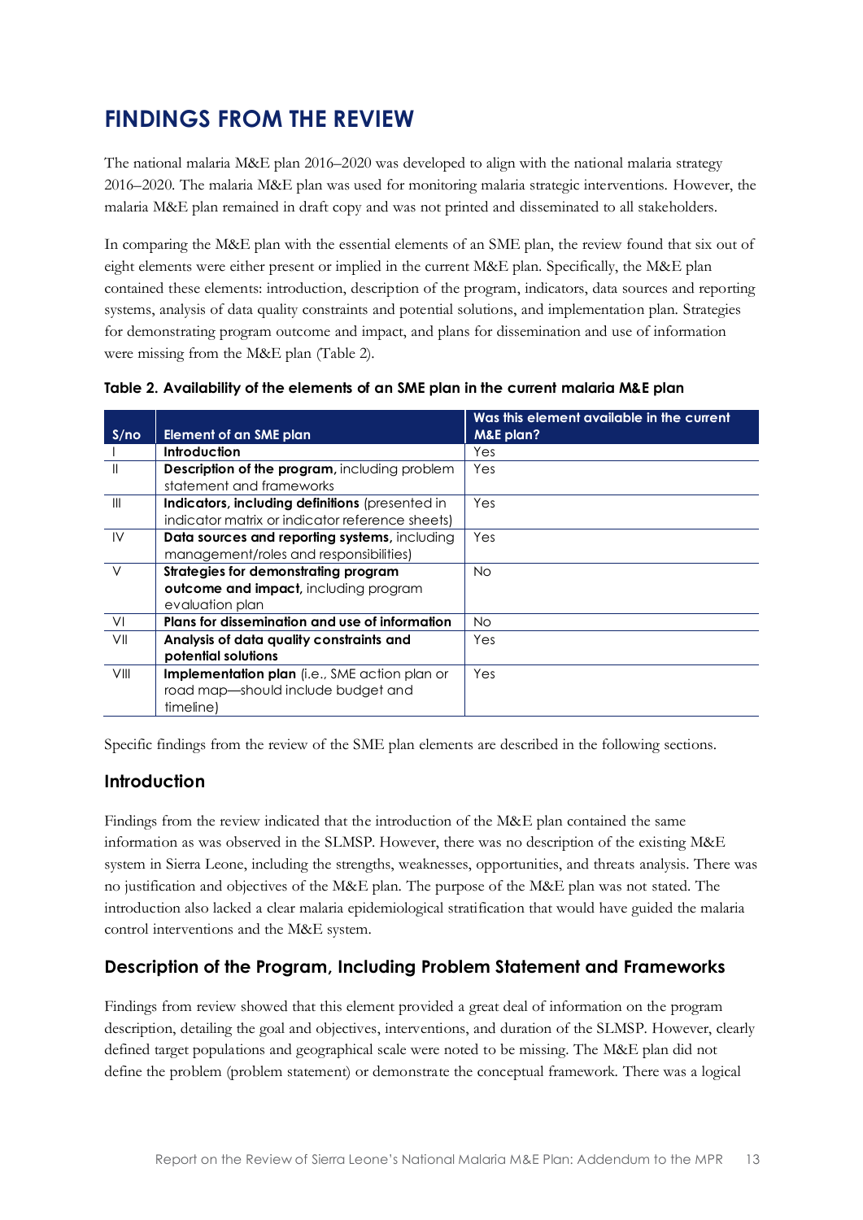# FINDINGS FROM THE REVIEW

The national malaria M&E plan 2016–2020 was developed to align with the national malaria strategy 2016–2020. The malaria M&E plan was used for monitoring malaria strategic interventions. However, the malaria M&E plan remained in draft copy and was not printed and disseminated to all stakeholders.

In comparing the M&E plan with the essential elements of an SME plan, the review found that six out of eight elements were either present or implied in the current M&E plan. Specifically, the M&E plan contained these elements: introduction, description of the program, indicators, data sources and reporting systems, analysis of data quality constraints and potential solutions, and implementation plan. Strategies for demonstrating program outcome and impact, and plans for dissemination and use of information were missing from the M&E plan (Table 2).

**Table 2. Availability of the elements of an SME plan in the current malaria M&E plan**

| S/no | Element of an SME plan | Was this element available in the current M&E plan? |
|---|---|---|
| I | **Introduction** | Yes |
| II | **Description of the program**, including problem statement and frameworks | Yes |
| III | **Indicators, including definitions** (presented in indicator matrix or indicator reference sheets) | Yes |
| IV | **Data sources and reporting systems**, including management/roles and responsibilities) | Yes |
| V | **Strategies for demonstrating program outcome and impact**, including program evaluation plan | No |
| VI | **Plans for dissemination and use of information** | No |
| VII | **Analysis of data quality constraints and potential solutions** | Yes |
| VIII | **Implementation plan** (i.e., SME action plan or road map—should include budget and timeline) | Yes |

Specific findings from the review of the SME plan elements are described in the following sections.

## Introduction

Findings from the review indicated that the introduction of the M&E plan contained the same information as was observed in the SLMSP. However, there was no description of the existing M&E system in Sierra Leone, including the strengths, weaknesses, opportunities, and threats analysis. There was no justification and objectives of the M&E plan. The purpose of the M&E plan was not stated. The introduction also lacked a clear malaria epidemiological stratification that would have guided the malaria control interventions and the M&E system.

## Description of the Program, Including Problem Statement and Frameworks

Findings from review showed that this element provided a great deal of information on the program description, detailing the goal and objectives, interventions, and duration of the SLMSP. However, clearly defined target populations and geographical scale were noted to be missing. The M&E plan did not define the problem (problem statement) or demonstrate the conceptual framework. There was a logical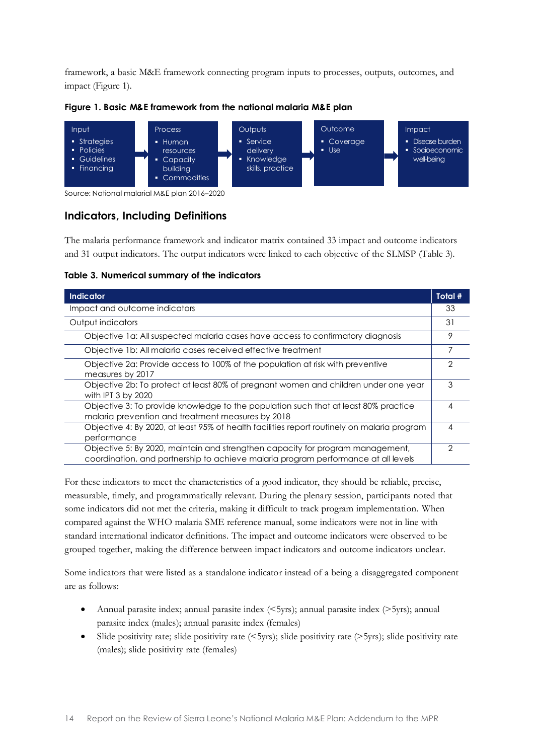framework, a basic M&E framework connecting program inputs to processes, outputs, outcomes, and impact (Figure 1).

**Figure 1. Basic M&E framework from the national malaria M&E plan**

| Input | Process | Outputs | Outcome | Impact |
|---|---|---|---|---|
| ▪ Strategies<br>▪ Policies<br>▪ Guidelines<br>▪ Financing | ▪ Human resources<br>▪ Capacity building<br>▪ Commodities | ▪ Service delivery<br>▪ Knowledge skills, practice | ▪ Coverage<br>▪ Use | ▪ Disease burden<br>▪ Socioeconomic well-being |

Source: National malarial M&E plan 2016–2020

## Indicators, Including Definitions

The malaria performance framework and indicator matrix contained 33 impact and outcome indicators and 31 output indicators. The output indicators were linked to each objective of the SLMSP (Table 3).

**Table 3. Numerical summary of the indicators**

| Indicator | Total # |
|---|---|
| Impact and outcome indicators | 33 |
| Output indicators | 31 |
| Objective 1a: All suspected malaria cases have access to confirmatory diagnosis | 9 |
| Objective 1b: All malaria cases received effective treatment | 7 |
| Objective 2a: Provide access to 100% of the population at risk with preventive measures by 2017 | 2 |
| Objective 2b: To protect at least 80% of pregnant women and children under one year with IPT 3 by 2020 | 3 |
| Objective 3: To provide knowledge to the population such that at least 80% practice malaria prevention and treatment measures by 2018 | 4 |
| Objective 4: By 2020, at least 95% of health facilities report routinely on malaria program performance | 4 |
| Objective 5: By 2020, maintain and strengthen capacity for program management, coordination, and partnership to achieve malaria program performance at all levels | 2 |

For these indicators to meet the characteristics of a good indicator, they should be reliable, precise, measurable, timely, and programmatically relevant. During the plenary session, participants noted that some indicators did not met the criteria, making it difficult to track program implementation. When compared against the WHO malaria SME reference manual, some indicators were not in line with standard international indicator definitions. The impact and outcome indicators were observed to be grouped together, making the difference between impact indicators and outcome indicators unclear.

Some indicators that were listed as a standalone indicator instead of a being a disaggregated component are as follows:

- Annual parasite index; annual parasite index (<5yrs); annual parasite index (>5yrs); annual parasite index (males); annual parasite index (females)
- Slide positivity rate; slide positivity rate (<5yrs); slide positivity rate (>5yrs); slide positivity rate (males); slide positivity rate (females)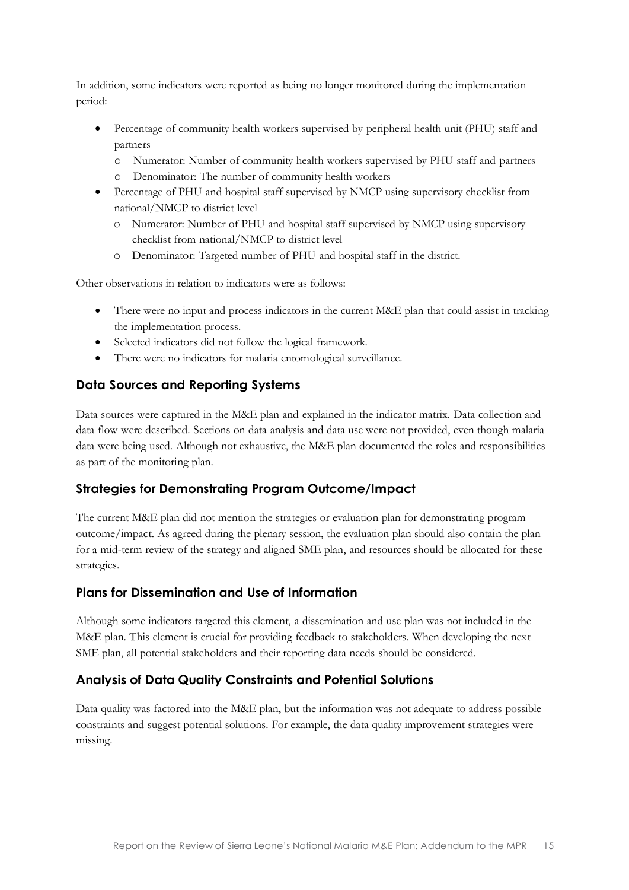In addition, some indicators were reported as being no longer monitored during the implementation period:

- Percentage of community health workers supervised by peripheral health unit (PHU) staff and partners
  - Numerator: Number of community health workers supervised by PHU staff and partners
  - Denominator: The number of community health workers
- Percentage of PHU and hospital staff supervised by NMCP using supervisory checklist from national/NMCP to district level
  - Numerator: Number of PHU and hospital staff supervised by NMCP using supervisory checklist from national/NMCP to district level
  - Denominator: Targeted number of PHU and hospital staff in the district.

Other observations in relation to indicators were as follows:

- There were no input and process indicators in the current M&E plan that could assist in tracking the implementation process.
- Selected indicators did not follow the logical framework.
- There were no indicators for malaria entomological surveillance.

## Data Sources and Reporting Systems

Data sources were captured in the M&E plan and explained in the indicator matrix. Data collection and data flow were described. Sections on data analysis and data use were not provided, even though malaria data were being used. Although not exhaustive, the M&E plan documented the roles and responsibilities as part of the monitoring plan.

## Strategies for Demonstrating Program Outcome/Impact

The current M&E plan did not mention the strategies or evaluation plan for demonstrating program outcome/impact. As agreed during the plenary session, the evaluation plan should also contain the plan for a mid-term review of the strategy and aligned SME plan, and resources should be allocated for these strategies.

## Plans for Dissemination and Use of Information

Although some indicators targeted this element, a dissemination and use plan was not included in the M&E plan. This element is crucial for providing feedback to stakeholders. When developing the next SME plan, all potential stakeholders and their reporting data needs should be considered.

## Analysis of Data Quality Constraints and Potential Solutions

Data quality was factored into the M&E plan, but the information was not adequate to address possible constraints and suggest potential solutions. For example, the data quality improvement strategies were missing.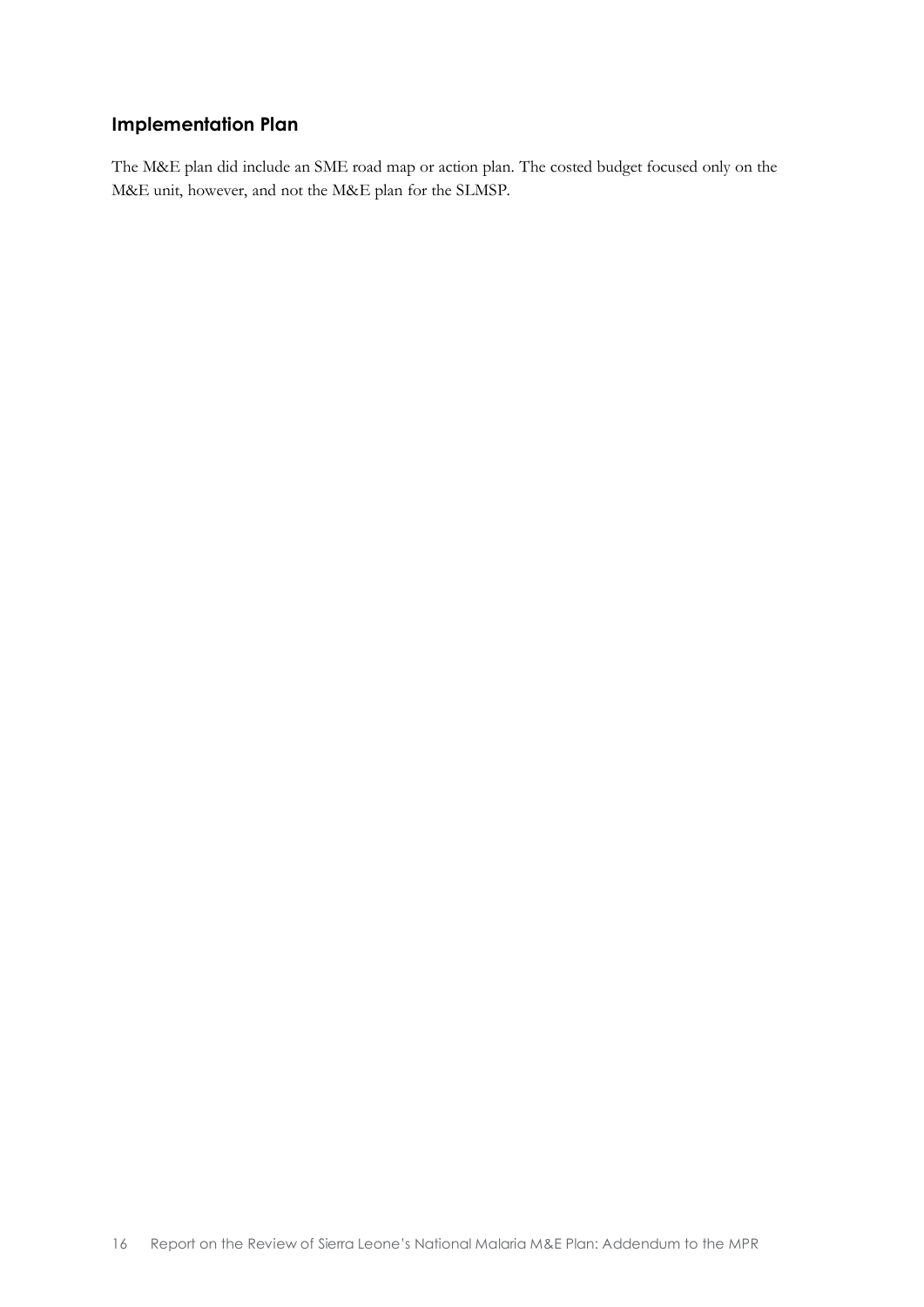## Implementation Plan

The M&E plan did include an SME road map or action plan. The costed budget focused only on the M&E unit, however, and not the M&E plan for the SLMSP.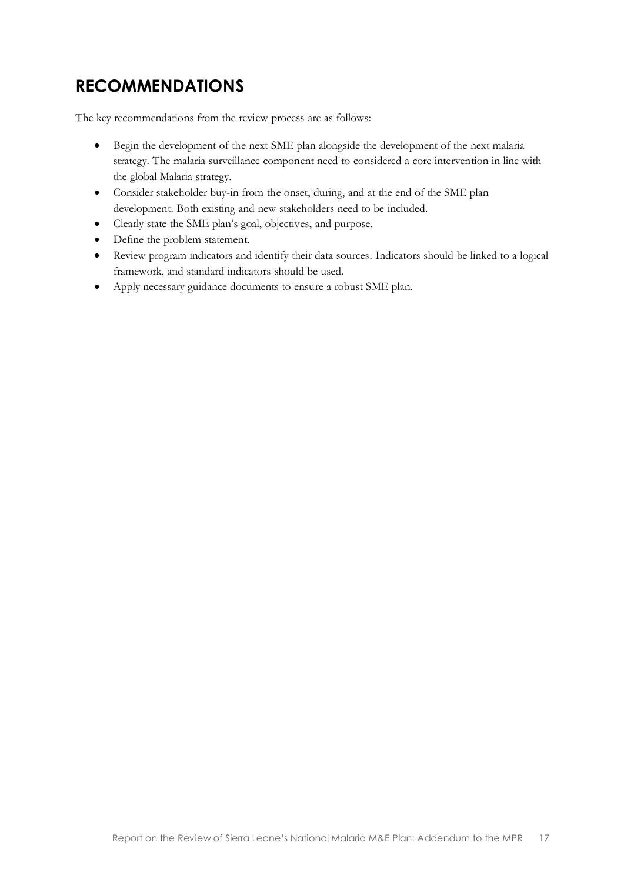# RECOMMENDATIONS

The key recommendations from the review process are as follows:

- Begin the development of the next SME plan alongside the development of the next malaria strategy. The malaria surveillance component need to considered a core intervention in line with the global Malaria strategy.
- Consider stakeholder buy-in from the onset, during, and at the end of the SME plan development. Both existing and new stakeholders need to be included.
- Clearly state the SME plan's goal, objectives, and purpose.
- Define the problem statement.
- Review program indicators and identify their data sources. Indicators should be linked to a logical framework, and standard indicators should be used.
- Apply necessary guidance documents to ensure a robust SME plan.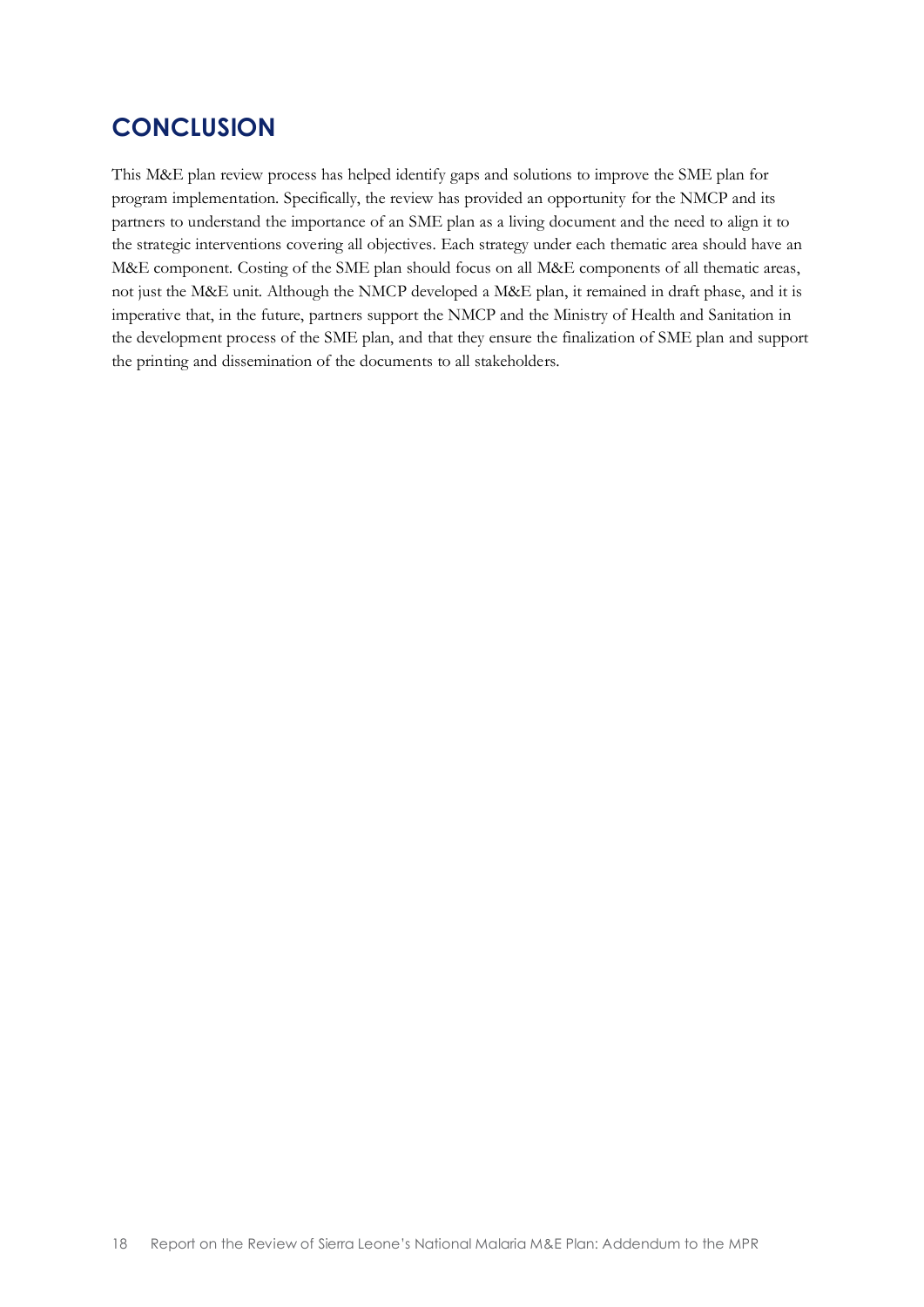# CONCLUSION

This M&E plan review process has helped identify gaps and solutions to improve the SME plan for program implementation. Specifically, the review has provided an opportunity for the NMCP and its partners to understand the importance of an SME plan as a living document and the need to align it to the strategic interventions covering all objectives. Each strategy under each thematic area should have an M&E component. Costing of the SME plan should focus on all M&E components of all thematic areas, not just the M&E unit. Although the NMCP developed a M&E plan, it remained in draft phase, and it is imperative that, in the future, partners support the NMCP and the Ministry of Health and Sanitation in the development process of the SME plan, and that they ensure the finalization of SME plan and support the printing and dissemination of the documents to all stakeholders.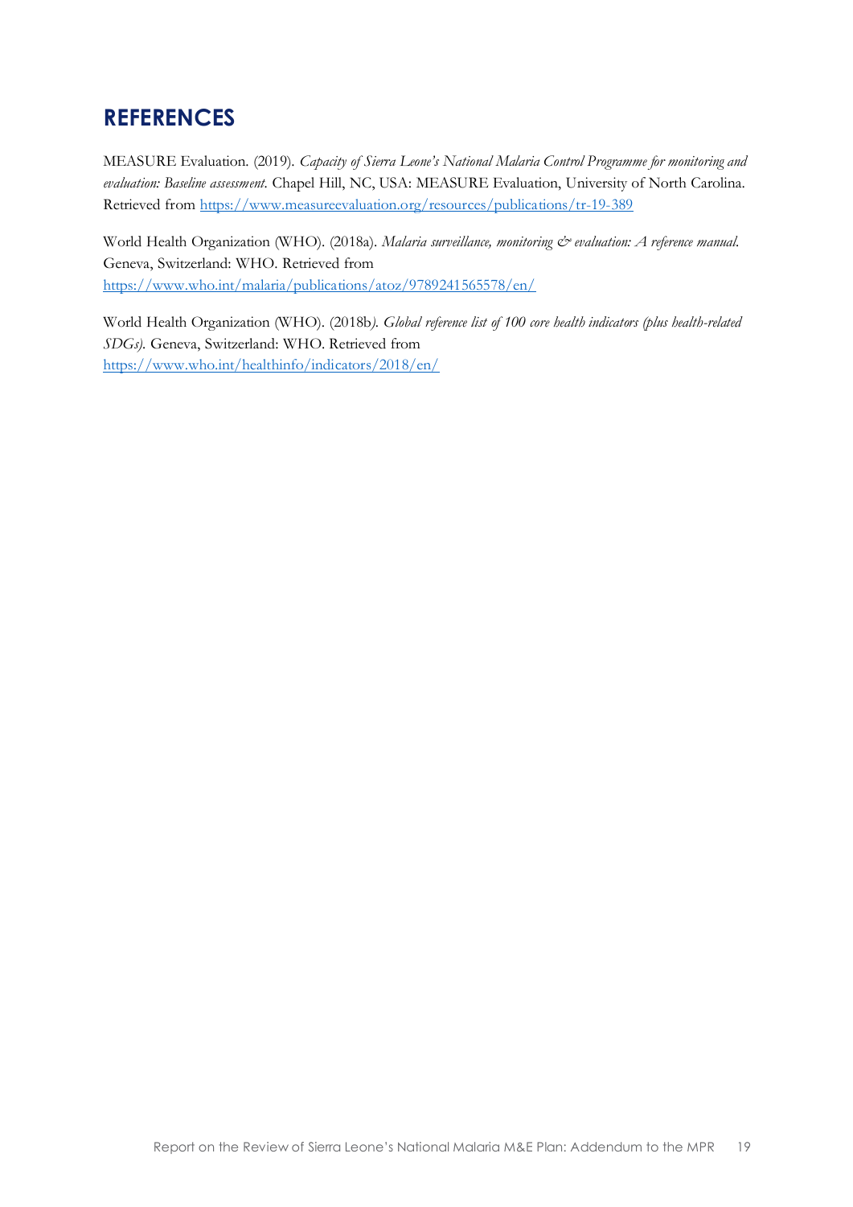## REFERENCES

MEASURE Evaluation. (2019). *Capacity of Sierra Leone's National Malaria Control Programme for monitoring and evaluation: Baseline assessment*. Chapel Hill, NC, USA: MEASURE Evaluation, University of North Carolina. Retrieved from https://www.measureevaluation.org/resources/publications/tr-19-389

World Health Organization (WHO). (2018a). *Malaria surveillance, monitoring & evaluation: A reference manual.* Geneva, Switzerland: WHO. Retrieved from https://www.who.int/malaria/publications/atoz/9789241565578/en/

World Health Organization (WHO). (2018b*). Global reference list of 100 core health indicators (plus health-related SDGs).* Geneva, Switzerland: WHO. Retrieved from https://www.who.int/healthinfo/indicators/2018/en/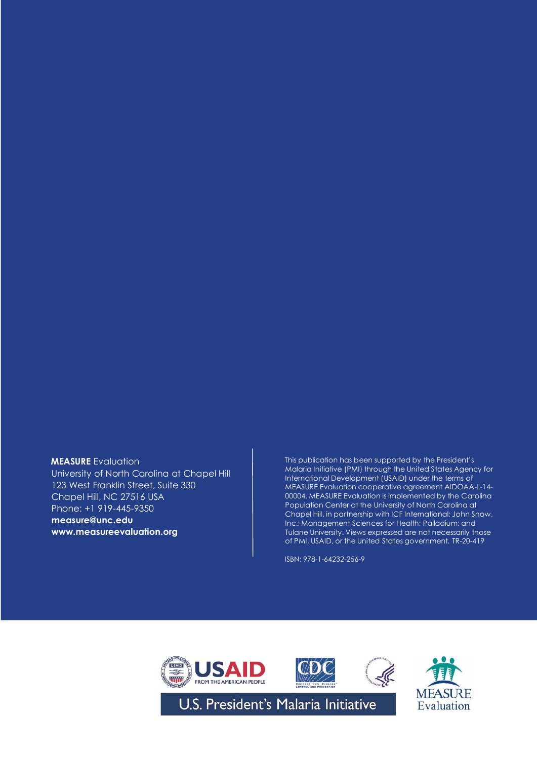**MEASURE** Evaluation
University of North Carolina at Chapel Hill
123 West Franklin Street, Suite 330
Chapel Hill, NC 27516 USA
Phone: +1 919-445-9350
**measure@unc.edu**
**www.measureevaluation.org**

This publication has been supported by the President's Malaria Initiative (PMI) through the United States Agency for International Development (USAID) under the terms of MEASURE Evaluation cooperative agreement AIDOAA-L-14-00004. MEASURE Evaluation is implemented by the Carolina Population Center at the University of North Carolina at Chapel Hill, in partnership with ICF International; John Snow, Inc.; Management Sciences for Health; Palladium; and Tulane University. Views expressed are not necessarily those of PMI, USAID, or the United States government. TR-20-419

ISBN: 978-1-64232-256-9

U.S. President's Malaria Initiative